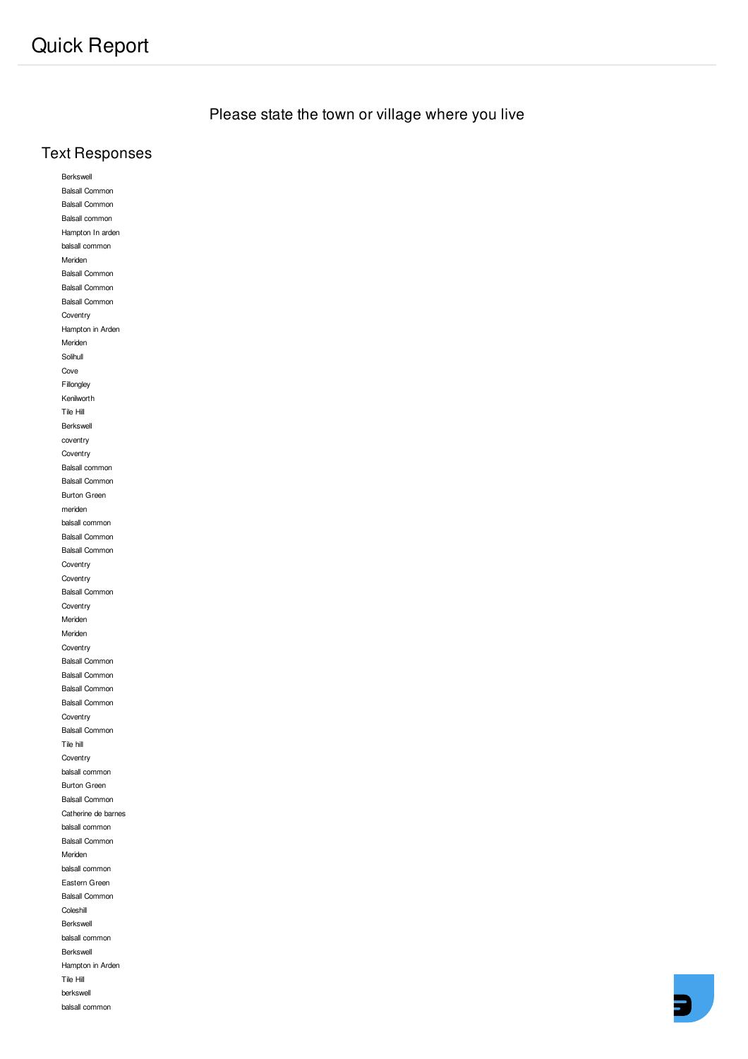# Quick Report

## Please state the town or village where you live

### Text Responses

Berkswell
Balsall Common
Balsall Common
Balsall common
Hampton In arden
balsall common
Meriden
Balsall Common
Balsall Common
Balsall Common
Coventry
Hampton in Arden
Meriden
Solihull
Cove
Fillongley
Kenilworth
Tile Hill
Berkswell
coventry
Coventry
Balsall common
Balsall Common
Burton Green
meriden
balsall common
Balsall Common
Balsall Common
Coventry
Coventry
Balsall Common
Coventry
Meriden
Meriden
Coventry
Balsall Common
Balsall Common
Balsall Common
Balsall Common
Coventry
Balsall Common
Tile hill
Coventry
balsall common
Burton Green
Balsall Common
Catherine de barnes
balsall common
Balsall Common
Meriden
balsall common
Eastern Green
Balsall Common
Coleshill
Berkswell
balsall common
Berkswell
Hampton in Arden
Tile Hill
berkswell
balsall common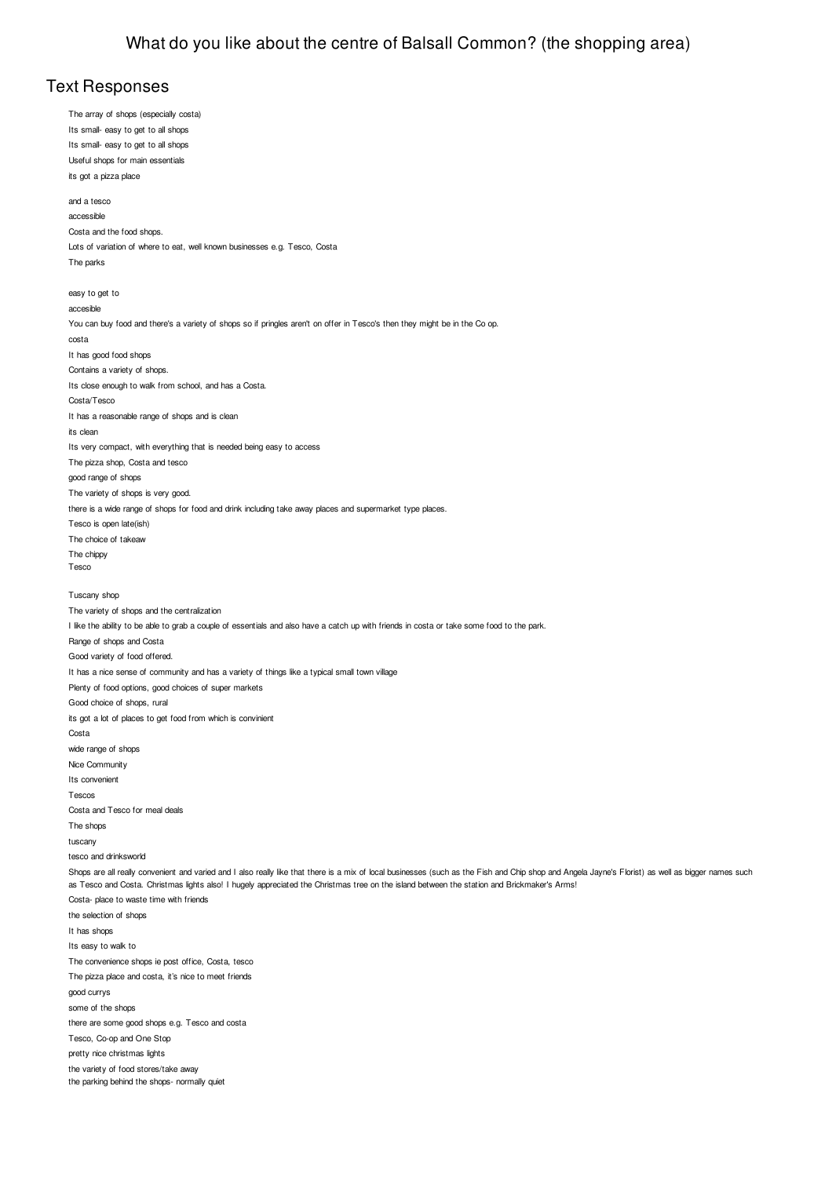# What do you like about the centre of Balsall Common? (the shopping area)

## Text Responses

The array of shops (especially costa)

Its small- easy to get to all shops

Its small- easy to get to all shops

Useful shops for main essentials

its got a pizza place

and a tesco

accessible

Costa and the food shops.

Lots of variation of where to eat, well known businesses e.g. Tesco, Costa

The parks

easy to get to

accesible

You can buy food and there's a variety of shops so if pringles aren't on offer in Tesco's then they might be in the Co op.

costa

It has good food shops

Contains a variety of shops.

Its close enough to walk from school, and has a Costa.

Costa/Tesco

It has a reasonable range of shops and is clean

its clean

Its very compact, with everything that is needed being easy to access

The pizza shop, Costa and tesco

good range of shops

The variety of shops is very good.

there is a wide range of shops for food and drink including take away places and supermarket type places.

Tesco is open late(ish)

The choice of takeaw

The chippy

Tesco

Tuscany shop

The variety of shops and the centralization

I like the ability to be able to grab a couple of essentials and also have a catch up with friends in costa or take some food to the park.

Range of shops and Costa

Good variety of food offered.

It has a nice sense of community and has a variety of things like a typical small town village

Plenty of food options, good choices of super markets

Good choice of shops, rural

its got a lot of places to get food from which is convinient

Costa

wide range of shops

Nice Community

Its convenient

Tescos

Costa and Tesco for meal deals

The shops

tuscany

tesco and drinksworld

Shops are all really convenient and varied and I also really like that there is a mix of local businesses (such as the Fish and Chip shop and Angela Jayne's Florist) as well as bigger names such as Tesco and Costa. Christmas lights also! I hugely appreciated the Christmas tree on the island between the station and Brickmaker's Arms!

Costa- place to waste time with friends

the selection of shops

It has shops

Its easy to walk to

The convenience shops ie post office, Costa, tesco

The pizza place and costa, it's nice to meet friends

good currys

some of the shops

there are some good shops e.g. Tesco and costa

Tesco, Co-op and One Stop

pretty nice christmas lights

the variety of food stores/take away

the parking behind the shops- normally quiet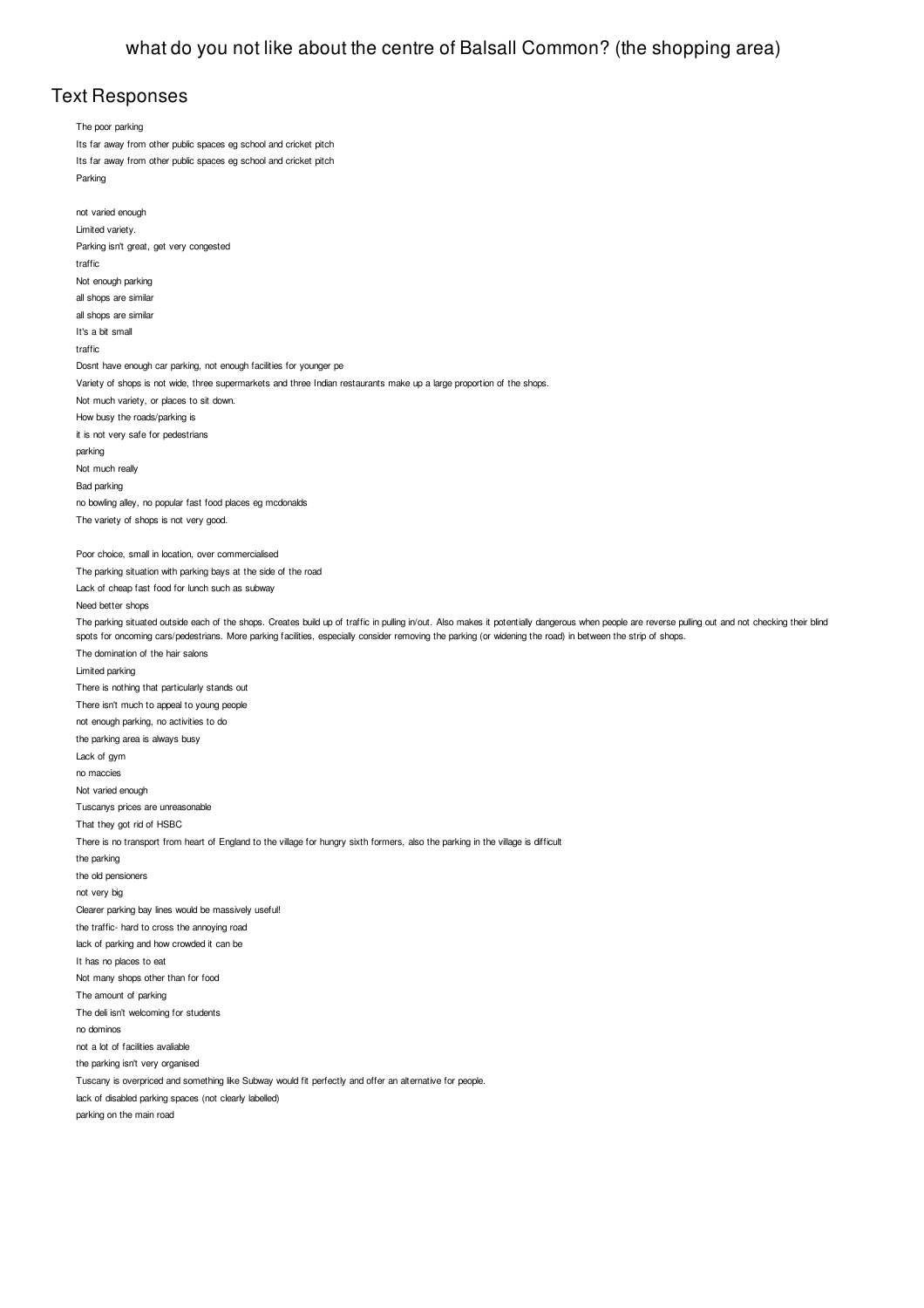# what do you not like about the centre of Balsall Common? (the shopping area)

## Text Responses

The poor parking

Its far away from other public spaces eg school and cricket pitch

Its far away from other public spaces eg school and cricket pitch

Parking

not varied enough

Limited variety.

Parking isn't great, get very congested

traffic

Not enough parking

all shops are similar

all shops are similar

It's a bit small

traffic

Dosnt have enough car parking, not enough facilities for younger pe

Variety of shops is not wide, three supermarkets and three Indian restaurants make up a large proportion of the shops.

Not much variety, or places to sit down.

How busy the roads/parking is

it is not very safe for pedestrians

parking

Not much really

Bad parking

no bowling alley, no popular fast food places eg mcdonalds

The variety of shops is not very good.

Poor choice, small in location, over commercialised

The parking situation with parking bays at the side of the road

Lack of cheap fast food for lunch such as subway

Need better shops

The parking situated outside each of the shops. Creates build up of traffic in pulling in/out. Also makes it potentially dangerous when people are reverse pulling out and not checking their blind spots for oncoming cars/pedestrians. More parking facilities, especially consider removing the parking (or widening the road) in between the strip of shops.

The domination of the hair salons

Limited parking

There is nothing that particularly stands out

There isn't much to appeal to young people

not enough parking, no activities to do

the parking area is always busy

Lack of gym

no maccies

Not varied enough

Tuscanys prices are unreasonable

That they got rid of HSBC

There is no transport from heart of England to the village for hungry sixth formers, also the parking in the village is difficult

the parking

the old pensioners

not very big

Clearer parking bay lines would be massively useful!

the traffic- hard to cross the annoying road

lack of parking and how crowded it can be

It has no places to eat

Not many shops other than for food

The amount of parking

The deli isn't welcoming for students

no dominos

not a lot of facilities avaliable

the parking isn't very organised

Tuscany is overpriced and something like Subway would fit perfectly and offer an alternative for people.

lack of disabled parking spaces (not clearly labelled)

parking on the main road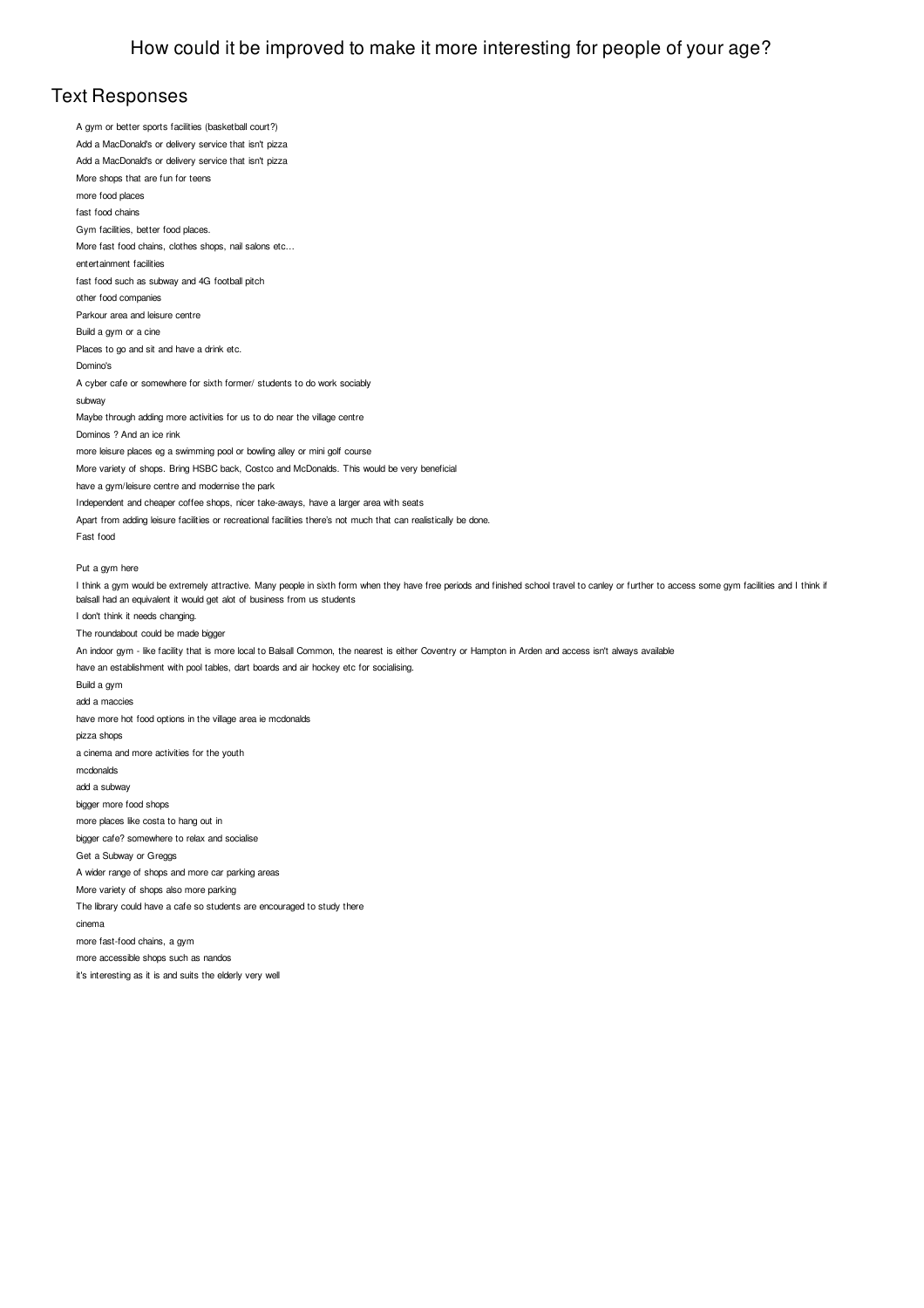# How could it be improved to make it more interesting for people of your age?

## Text Responses

A gym or better sports facilities (basketball court?)

Add a MacDonald's or delivery service that isn't pizza

Add a MacDonald's or delivery service that isn't pizza

More shops that are fun for teens

more food places

fast food chains

Gym facilities, better food places.

More fast food chains, clothes shops, nail salons etc...

entertainment facilities

fast food such as subway and 4G football pitch

other food companies

Parkour area and leisure centre

Build a gym or a cine

Places to go and sit and have a drink etc.

Domino's

A cyber cafe or somewhere for sixth former/ students to do work sociably

subway

Maybe through adding more activities for us to do near the village centre

Dominos ? And an ice rink

more leisure places eg a swimming pool or bowling alley or mini golf course

More variety of shops. Bring HSBC back, Costco and McDonalds. This would be very beneficial

have a gym/leisure centre and modernise the park

Independent and cheaper coffee shops, nicer take-aways, have a larger area with seats

Apart from adding leisure facilities or recreational facilities there's not much that can realistically be done.

Fast food

Put a gym here

I think a gym would be extremely attractive. Many people in sixth form when they have free periods and finished school travel to canley or further to access some gym facilities and I think if balsall had an equivalent it would get alot of business from us students

I don't think it needs changing.

The roundabout could be made bigger

An indoor gym - like facility that is more local to Balsall Common, the nearest is either Coventry or Hampton in Arden and access isn't always available

have an establishment with pool tables, dart boards and air hockey etc for socialising.

Build a gym

add a maccies

have more hot food options in the village area ie mcdonalds

pizza shops

a cinema and more activities for the youth

mcdonalds

add a subway

bigger more food shops

more places like costa to hang out in

bigger cafe? somewhere to relax and socialise

Get a Subway or Greggs

A wider range of shops and more car parking areas

More variety of shops also more parking

The library could have a cafe so students are encouraged to study there

cinema

more fast-food chains, a gym

more accessible shops such as nandos

it's interesting as it is and suits the elderly very well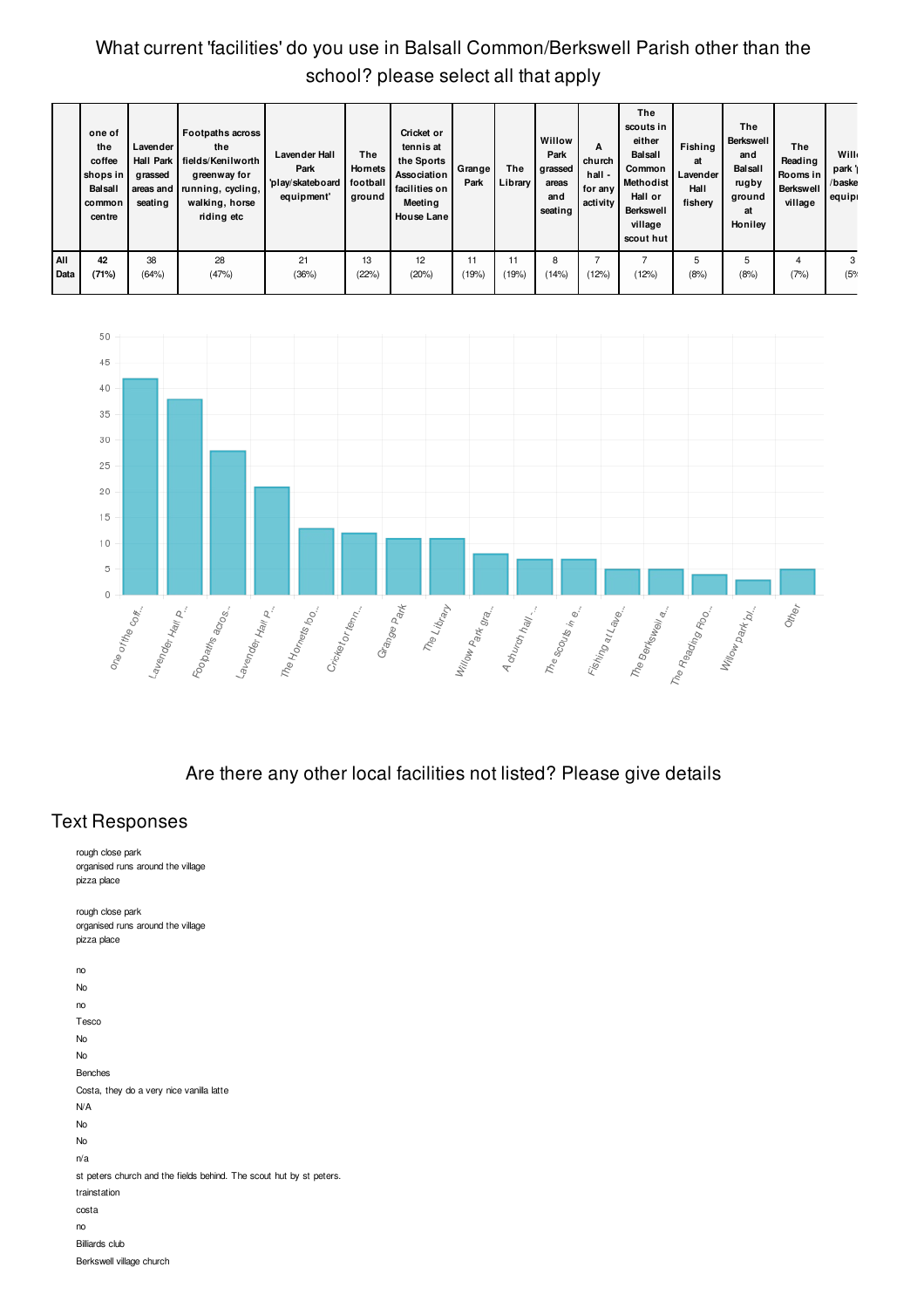## What current 'facilities' do you use in Balsall Common/Berkswell Parish other than the school? please select all that apply

| | one of the coffee shops in Balsall common centre | Lavender Hall Park grassed areas and seating | Footpaths across the fields/Kenilworth greenway for running, cycling, walking, horse riding etc | Lavender Hall Park 'play/skateboard equipment' | The Hornets football ground | Cricket or tennis at the Sports Association facilities on Meeting House Lane | Grange Park | The Library | Willow Park grassed areas and seating | A church hall - for any activity | The scouts in either Balsall Common Methodist Hall or Berkswell village scout hut | Fishing at Lavender Hall fishery | The Berkswell and Balsall rugby ground at Honiley | The Reading Rooms in Berkswell village | Will park '/baske equip |
|---|---|---|---|---|---|---|---|---|---|---|---|---|---|---|---|
| All Data | **42 (71%)** | 38 (64%) | 28 (47%) | 21 (36%) | 13 (22%) | 12 (20%) | 11 (19%) | 11 (19%) | 8 (14%) | 7 (12%) | 7 (12%) | 5 (8%) | 5 (8%) | 4 (7%) | 3 (5% |

## Are there any other local facilities not listed? Please give details

### Text Responses

rough close park
organised runs around the village
pizza place

rough close park
organised runs around the village
pizza place

no

No

no

Tesco

No

No

Benches

Costa, they do a very nice vanilla latte

N/A

No

No

n/a

st peters church and the fields behind. The scout hut by st peters.

trainstation

costa

no

Billiards club

Berkswell village church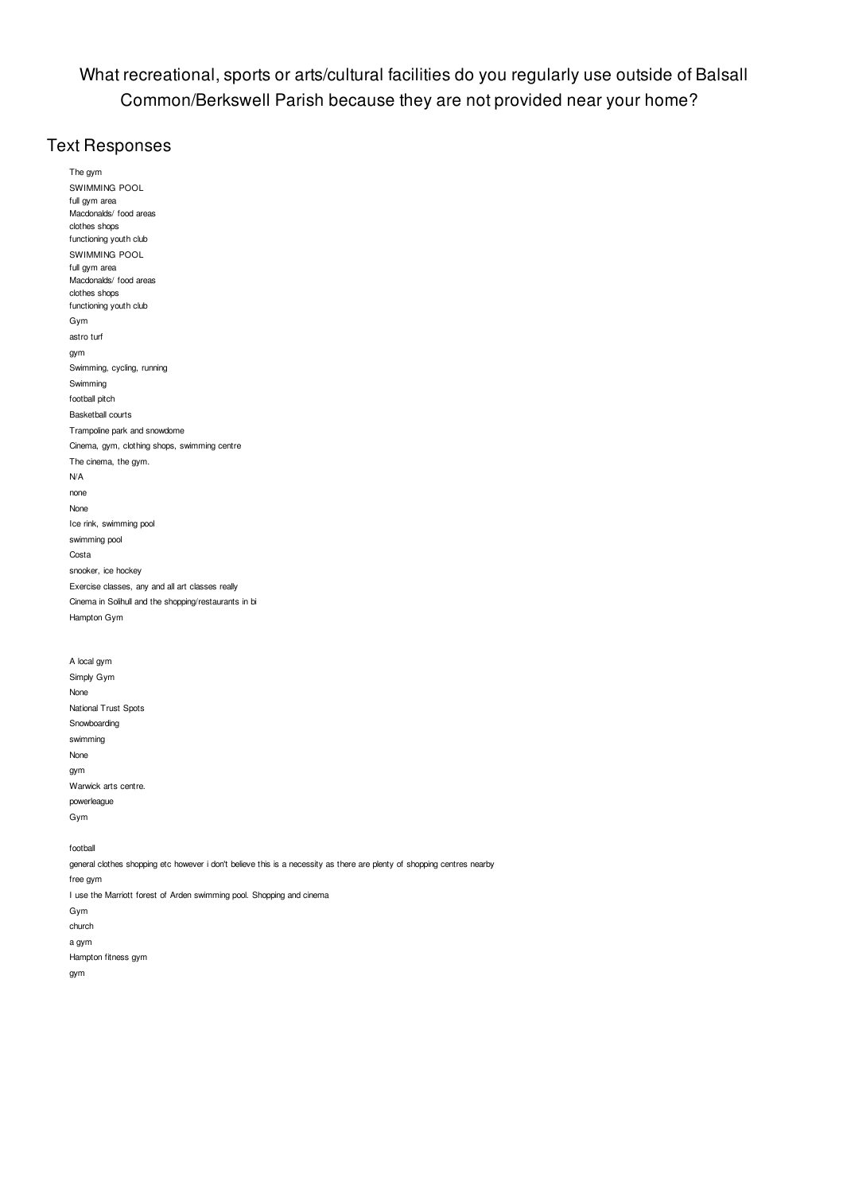# What recreational, sports or arts/cultural facilities do you regularly use outside of Balsall Common/Berkswell Parish because they are not provided near your home?

## Text Responses

The gym

SWIMMING POOL
full gym area
Macdonalds/ food areas
clothes shops
functioning youth club

SWIMMING POOL
full gym area
Macdonalds/ food areas
clothes shops
functioning youth club

Gym

astro turf

gym

Swimming, cycling, running

Swimming

football pitch

Basketball courts

Trampoline park and snowdome

Cinema, gym, clothing shops, swimming centre

The cinema, the gym.

N/A

none

None

Ice rink, swimming pool

swimming pool

Costa

snooker, ice hockey

Exercise classes, any and all art classes really

Cinema in Solihull and the shopping/restaurants in bi

Hampton Gym

A local gym

Simply Gym

None

National Trust Spots

Snowboarding

swimming

None

gym

Warwick arts centre.

powerleague

Gym

football

general clothes shopping etc however i don't believe this is a necessity as there are plenty of shopping centres nearby

free gym

I use the Marriott forest of Arden swimming pool. Shopping and cinema

Gym

church

a gym

Hampton fitness gym

gym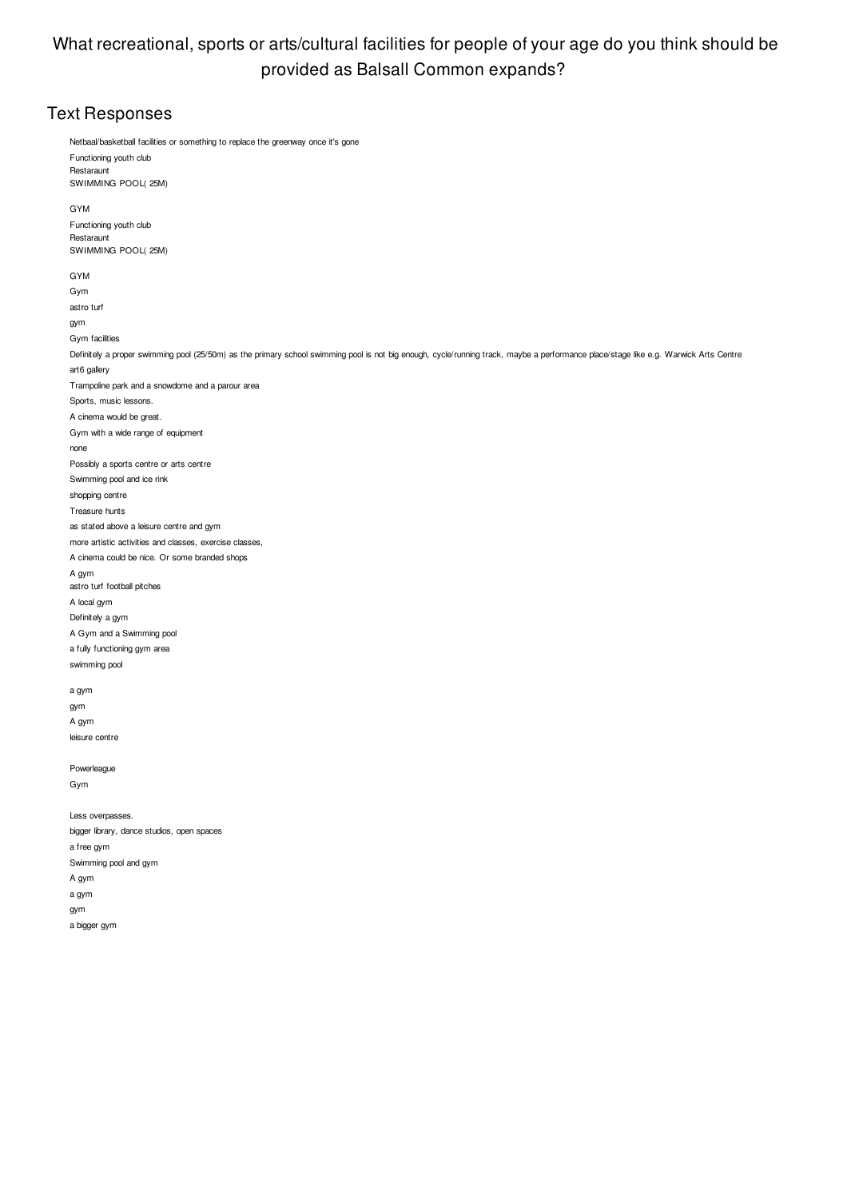# What recreational, sports or arts/cultural facilities for people of your age do you think should be provided as Balsall Common expands?

## Text Responses

Netbaal/basketball facilities or something to replace the greenway once it's gone

Functioning youth club
Restaraunt
SWIMMING POOL( 25M)

GYM

Functioning youth club
Restaraunt
SWIMMING POOL( 25M)

GYM

Gym

astro turf

gym

Gym facilities

Definitely a proper swimming pool (25/50m) as the primary school swimming pool is not big enough, cycle/running track, maybe a performance place/stage like e.g. Warwick Arts Centre

art6 gallery

Trampoline park and a snowdome and a parour area

Sports, music lessons.

A cinema would be great.

Gym with a wide range of equipment

none

Possibly a sports centre or arts centre

Swimming pool and ice rink

shopping centre

Treasure hunts

as stated above a leisure centre and gym

more artistic activities and classes, exercise classes,

A cinema could be nice. Or some branded shops

A gym
astro turf football pitches

A local gym

Definitely a gym

A Gym and a Swimming pool

a fully functioning gym area

swimming pool

a gym

gym

A gym

leisure centre

Powerleague

Gym

Less overpasses.

bigger library, dance studios, open spaces

a free gym

Swimming pool and gym

A gym

a gym

gym

a bigger gym